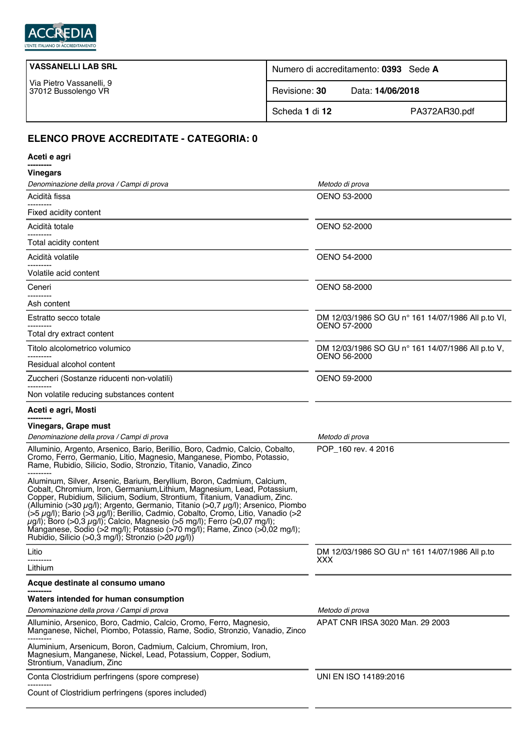ACCREDIA
L'ENTE ITALIANO DI ACCREDITAMENTO

| **VASSANELLI LAB SRL**<br><br>Via Pietro Vassanelli, 9<br>37012 Bussolengo VR | Numero di accreditamento: **0393** Sede **A** |
|---|---|
| | Revisione: **30** Data: **14/06/2018** |
| | Scheda **1** di **12** PA372AR30.pdf |

## ELENCO PROVE ACCREDITATE - CATEGORIA: 0

### Aceti e agri
---------
### Vinegars

| *Denominazione della prova / Campi di prova* | *Metodo di prova* |
|---|---|
| Acidità fissa<br>---------<br>Fixed acidity content | OENO 53-2000 |
| Acidità totale<br>---------<br>Total acidity content | OENO 52-2000 |
| Acidità volatile<br>---------<br>Volatile acid content | OENO 54-2000 |
| Ceneri<br>---------<br>Ash content | OENO 58-2000 |
| Estratto secco totale<br>---------<br>Total dry extract content | DM 12/03/1986 SO GU n° 161 14/07/1986 All p.to VI, OENO 57-2000 |
| Titolo alcolometrico volumico<br>---------<br>Residual alcohol content | DM 12/03/1986 SO GU n° 161 14/07/1986 All p.to V, OENO 56-2000 |
| Zuccheri (Sostanze riducenti non-volatili)<br>---------<br>Non volatile reducing substances content | OENO 59-2000 |

### Aceti e agri, Mosti
---------
### Vinegars, Grape must

| *Denominazione della prova / Campi di prova* | *Metodo di prova* |
|---|---|
| Alluminio, Argento, Arsenico, Bario, Berillio, Boro, Cadmio, Calcio, Cobalto, Cromo, Ferro, Germanio, Litio, Magnesio, Manganese, Piombo, Potassio, Rame, Rubidio, Silicio, Sodio, Stronzio, Titanio, Vanadio, Zinco<br>---------<br>Aluminum, Silver, Arsenic, Barium, Beryllium, Boron, Cadmium, Calcium, Cobalt, Chromium, Iron, Germanium,Lithium, Magnesium, Lead, Potassium, Copper, Rubidium, Silicium, Sodium, Strontium, Titanium, Vanadium, Zinc. (Alluminio (>30 µg/l); Argento, Germanio, Titanio (>0,7 µg/l); Arsenico, Piombo (>5 µg/l); Bario (>3 µg/l); Berillio, Cadmio, Cobalto, Cromo, Litio, Vanadio (>2 µg/l); Boro (>0,3 µg/l); Calcio, Magnesio (>5 mg/l); Ferro (>0,07 mg/l); Manganese, Sodio (>2 mg/l); Potassio (>70 mg/l); Rame, Zinco (>0,02 mg/l); Rubidio, Silicio (>0,3 mg/l); Stronzio (>20 µg/l)) | POP_160 rev. 4 2016 |
| Litio<br>---------<br>Lithium | DM 12/03/1986 SO GU n° 161 14/07/1986 All p.to XXX |

### Acque destinate al consumo umano
---------
### Waters intended for human consumption

| *Denominazione della prova / Campi di prova* | *Metodo di prova* |
|---|---|
| Alluminio, Arsenico, Boro, Cadmio, Calcio, Cromo, Ferro, Magnesio, Manganese, Nichel, Piombo, Potassio, Rame, Sodio, Stronzio, Vanadio, Zinco<br>---------<br>Aluminium, Arsenicum, Boron, Cadmium, Calcium, Chromium, Iron, Magnesium, Manganese, Nickel, Lead, Potassium, Copper, Sodium, Strontium, Vanadium, Zinc | APAT CNR IRSA 3020 Man. 29 2003 |
| Conta Clostridium perfringens (spore comprese)<br>---------<br>Count of Clostridium perfringens (spores included) | UNI EN ISO 14189:2016 |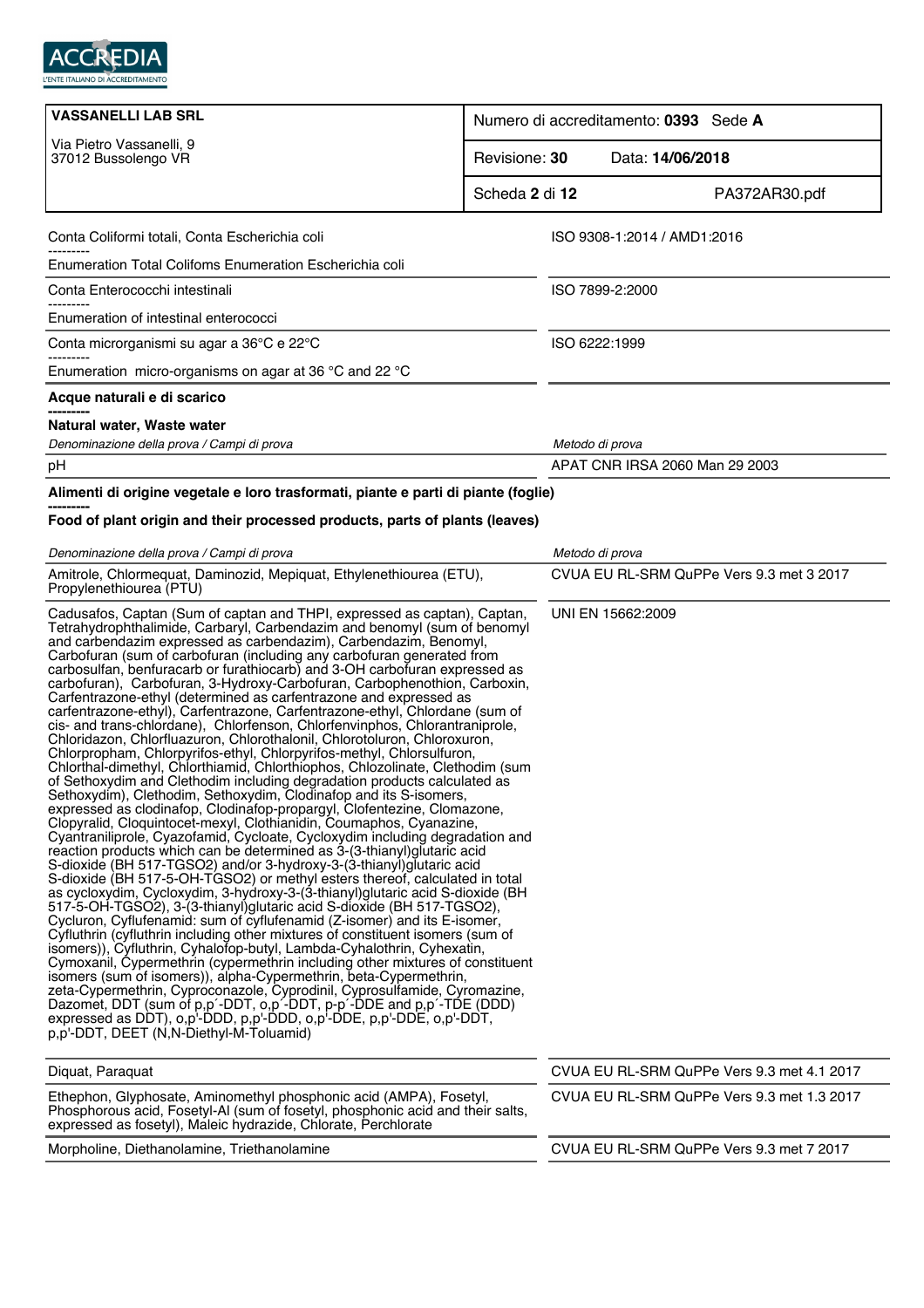| VASSANELLI LAB SRL<br>Via Pietro Vassanelli, 9<br>37012 Bussolengo VR | Numero di accreditamento: **0393** Sede **A** |
|---|---|
| | Revisione: **30** Data: **14/06/2018** |
| | Scheda **2** di **12** PA372AR30.pdf |

| | |
|---|---|
| Conta Coliformi totali, Conta Escherichia coli<br>---------<br>Enumeration Total Colifoms Enumeration Escherichia coli | ISO 9308-1:2014 / AMD1:2016 |
| Conta Enterococchi intestinali<br>---------<br>Enumeration of intestinal enterococci | ISO 7899-2:2000 |
| Conta microrganismi su agar a 36°C e 22°C<br>---------<br>Enumeration micro-organisms on agar at 36 °C and 22 °C | ISO 6222:1999 |

**Acque naturali e di scarico**
**---------**
**Natural water, Waste water**

| *Denominazione della prova / Campi di prova* | *Metodo di prova* |
|---|---|
| pH | APAT CNR IRSA 2060 Man 29 2003 |

**Alimenti di origine vegetale e loro trasformati, piante e parti di piante (foglie)**
**---------**
**Food of plant origin and their processed products, parts of plants (leaves)**

| *Denominazione della prova / Campi di prova* | *Metodo di prova* |
|---|---|
| Amitrole, Chlormequat, Daminozid, Mepiquat, Ethylenethiourea (ETU), Propylenethiourea (PTU) | CVUA EU RL-SRM QuPPe Vers 9.3 met 3 2017 |
| Cadusafos, Captan (Sum of captan and THPI, expressed as captan), Captan, Tetrahydrophthalimide, Carbaryl, Carbendazim and benomyl (sum of benomyl and carbendazim expressed as carbendazim), Carbendazim, Benomyl, Carbofuran (sum of carbofuran (including any carbofuran generated from carbosulfan, benfuracarb or furathiocarb) and 3-OH carbofuran expressed as carbofuran), Carbofuran, 3-Hydroxy-Carbofuran, Carbophenothion, Carboxin, Carfentrazone-ethyl (determined as carfentrazone and expressed as carfentrazone-ethyl), Carfentrazone, Carfentrazone-ethyl, Chlordane (sum of cis- and trans-chlordane), Chlorfenson, Chlorfenvinphos, Chlorantraniprole, Chloridazon, Chlorfluazuron, Chlorothalonil, Chlorotoluron, Chloroxuron, Chlorpropham, Chlorpyrifos-ethyl, Chlorpyrifos-methyl, Chlorsulfuron, Chlorthal-dimethyl, Chlorthiamid, Chlorthiophos, Chlozolinate, Clethodim (sum of Sethoxydim and Clethodim including degradation products calculated as Sethoxydim), Clethodim, Sethoxydim, Clodinafop and its S-isomers, expressed as clodinafop, Clodinafop-propargyl, Clofentezine, Clomazone, Clopyralid, Cloquintocet-mexyl, Clothianidin, Coumaphos, Cyanazine, Cyantraniliprole, Cyazofamid, Cycloate, Cycloxydim including degradation and reaction products which can be determined as 3-(3-thianyl)glutaric acid S-dioxide (BH 517-TGSO2) and/or 3-hydroxy-3-(3-thianyl)glutaric acid S-dioxide (BH 517-5-OH-TGSO2) or methyl esters thereof, calculated in total as cycloxydim, Cycloxydim, 3-hydroxy-3-(3-thianyl)glutaric acid S-dioxide (BH 517-5-OH-TGSO2), 3-(3-thianyl)glutaric acid S-dioxide (BH 517-TGSO2), Cycluron, Cyflufenamid: sum of cyflufenamid (Z-isomer) and its E-isomer, Cyfluthrin (cyfluthrin including other mixtures of constituent isomers (sum of isomers)), Cyfluthrin, Cyhalofop-butyl, Lambda-Cyhalothrin, Cyhexatin, Cymoxanil, Cypermethrin (cypermethrin including other mixtures of constituent isomers (sum of isomers)), alpha-Cypermethrin, beta-Cypermethrin, zeta-Cypermethrin, Cyproconazole, Cyprodinil, Cyprosulfamide, Cyromazine, Dazomet, DDT (sum of p,p´-DDT, o,p´-DDT, p-p´-DDE and p,p´-TDE (DDD) expressed as DDT), o,p'-DDD, p,p'-DDD, o,p'-DDE, p,p'-DDE, o,p'-DDT, p,p'-DDT, DEET (N,N-Diethyl-M-Toluamid) | UNI EN 15662:2009 |
| Diquat, Paraquat | CVUA EU RL-SRM QuPPe Vers 9.3 met 4.1 2017 |
| Ethephon, Glyphosate, Aminomethyl phosphonic acid (AMPA), Fosetyl, Phosphorous acid, Fosetyl-Al (sum of fosetyl, phosphonic acid and their salts, expressed as fosetyl), Maleic hydrazide, Chlorate, Perchlorate | CVUA EU RL-SRM QuPPe Vers 9.3 met 1.3 2017 |
| Morpholine, Diethanolamine, Triethanolamine | CVUA EU RL-SRM QuPPe Vers 9.3 met 7 2017 |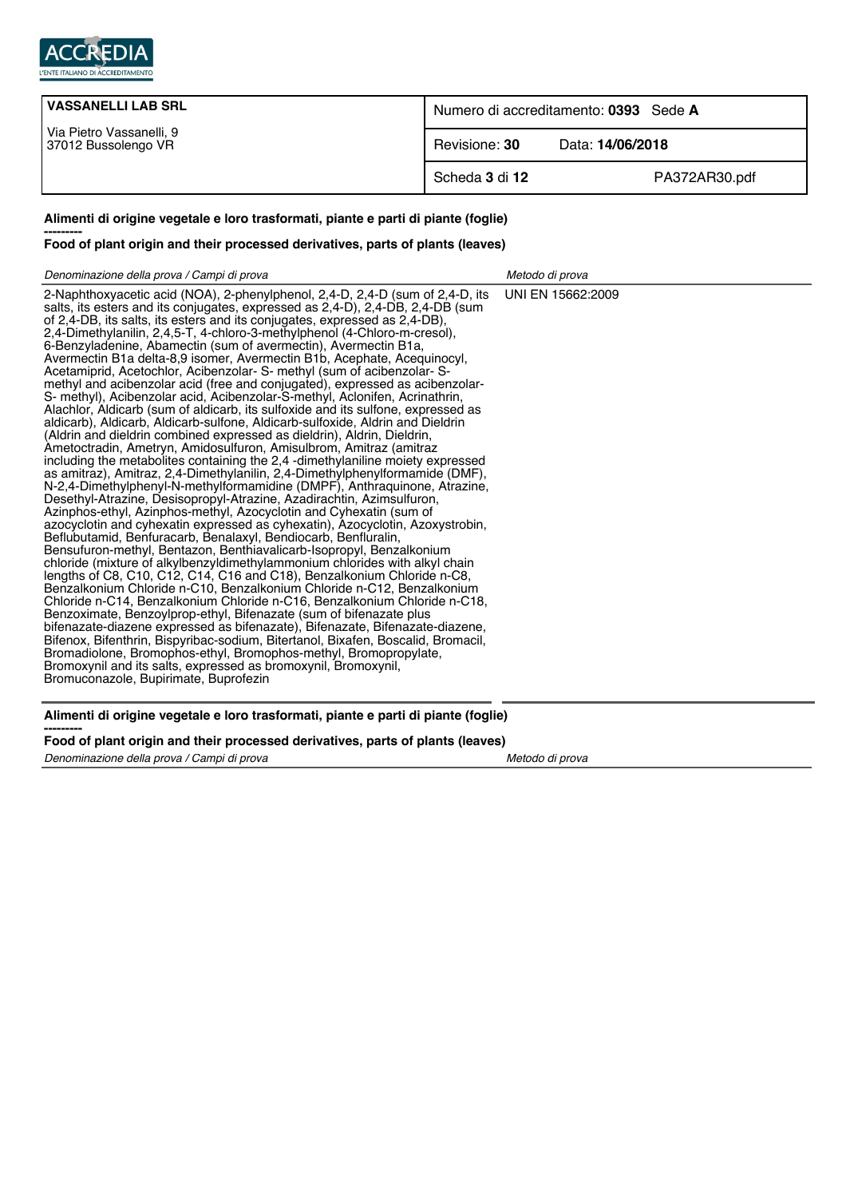| VASSANELLI LAB SRL | Numero di accreditamento: **0393** Sede **A** |
|---|---|
| Via Pietro Vassanelli, 9<br>37012 Bussolengo VR | Revisione: **30** Data: **14/06/2018** |
| | Scheda **3** di **12** PA372AR30.pdf |

**Alimenti di origine vegetale e loro trasformati, piante e parti di piante (foglie)**

---------

**Food of plant origin and their processed derivatives, parts of plants (leaves)**

| *Denominazione della prova / Campi di prova* | *Metodo di prova* |
|---|---|
| 2-Naphthoxyacetic acid (NOA), 2-phenylphenol, 2,4-D, 2,4-D (sum of 2,4-D, its salts, its esters and its conjugates, expressed as 2,4-D), 2,4-DB, 2,4-DB (sum of 2,4-DB, its salts, its esters and its conjugates, expressed as 2,4-DB), 2,4-Dimethylanilin, 2,4,5-T, 4-chloro-3-methylphenol (4-Chloro-m-cresol), 6-Benzyladenine, Abamectin (sum of avermectin), Avermectin B1a, Avermectin B1a delta-8,9 isomer, Avermectin B1b, Acephate, Acequinocyl, Acetamiprid, Acetochlor, Acibenzolar- S- methyl (sum of acibenzolar- S-methyl and acibenzolar acid (free and conjugated), expressed as acibenzolar-S- methyl), Acibenzolar acid, Acibenzolar-S-methyl, Aclonifen, Acrinathrin, Alachlor, Aldicarb (sum of aldicarb, its sulfoxide and its sulfone, expressed as aldicarb), Aldicarb, Aldicarb-sulfone, Aldicarb-sulfoxide, Aldrin and Dieldrin (Aldrin and dieldrin combined expressed as dieldrin), Aldrin, Dieldrin, Ametoctradin, Ametryn, Amidosulfuron, Amisulbrom, Amitraz (amitraz including the metabolites containing the 2,4 -dimethylaniline moiety expressed as amitraz), Amitraz, 2,4-Dimethylanilin, 2,4-Dimethylphenylformamide (DMF), N-2,4-Dimethylphenyl-N-methylformamidine (DMPF), Anthraquinone, Atrazine, Desethyl-Atrazine, Desisopropyl-Atrazine, Azadirachtin, Azimsulfuron, Azinphos-ethyl, Azinphos-methyl, Azocyclotin and Cyhexatin (sum of azocyclotin and cyhexatin expressed as cyhexatin), Azocyclotin, Azoxystrobin, Beflubutamid, Benfuracarb, Benalaxyl, Bendiocarb, Benfluralin, Bensufuron-methyl, Bentazon, Benthiavalicarb-Isopropyl, Benzalkonium chloride (mixture of alkylbenzyldimethylammonium chlorides with alkyl chain lengths of C8, C10, C12, C14, C16 and C18), Benzalkonium Chloride n-C8, Benzalkonium Chloride n-C10, Benzalkonium Chloride n-C12, Benzalkonium Chloride n-C14, Benzalkonium Chloride n-C16, Benzalkonium Chloride n-C18, Benzoximate, Benzoylprop-ethyl, Bifenazate (sum of bifenazate plus bifenazate-diazene expressed as bifenazate), Bifenazate, Bifenazate-diazene, Bifenox, Bifenthrin, Bispyribac-sodium, Bitertanol, Bixafen, Boscalid, Bromacil, Bromadiolone, Bromophos-ethyl, Bromophos-methyl, Bromopropylate, Bromoxynil and its salts, expressed as bromoxynil, Bromoxynil, Bromuconazole, Bupirimate, Buprofezin | UNI EN 15662:2009 |

**Alimenti di origine vegetale e loro trasformati, piante e parti di piante (foglie)**

---------

**Food of plant origin and their processed derivatives, parts of plants (leaves)**

| *Denominazione della prova / Campi di prova* | *Metodo di prova* |
|---|---|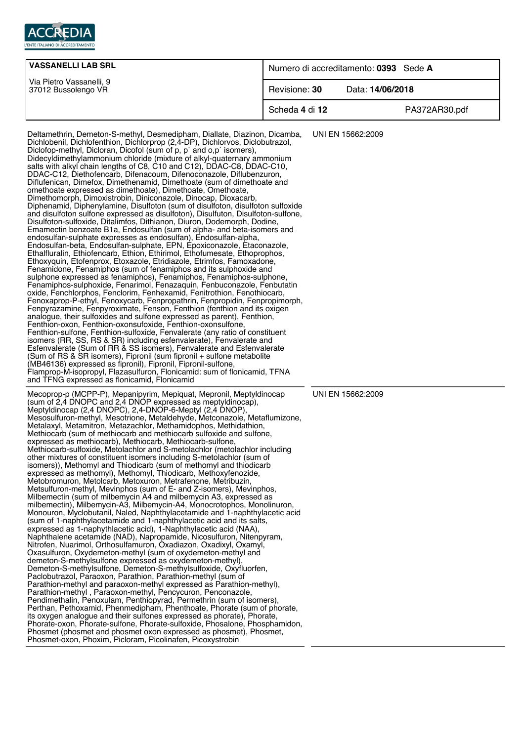| VASSANELLI LAB SRL<br><br>Via Pietro Vassanelli, 9<br>37012 Bussolengo VR | Numero di accreditamento: **0393** Sede **A** |
|---|---|
| | Revisione: **30** Data: **14/06/2018** |
| | Scheda **4** di **12** PA372AR30.pdf |

| | |
|---|---|
| Deltamethrin, Demeton-S-methyl, Desmedipham, Diallate, Diazinon, Dicamba, Dichlobenil, Dichlofenthion, Dichlorprop (2,4-DP), Dichlorvos, Diclobutrazol, Diclofop-methyl, Dicloran, Dicofol (sum of p, p´ and o,p´ isomers), Didecyldimethylammonium chloride (mixture of alkyl-quaternary ammonium salts with alkyl chain lengths of C8, C10 and C12), DDAC-C8, DDAC-C10, DDAC-C12, Diethofencarb, Difenacoum, Difenoconazole, Diflubenzuron, Diflufenican, Dimefox, Dimethenamid, Dimethoate (sum of dimethoate and omethoate expressed as dimethoate), Dimethoate, Omethoate, Dimethomorph, Dimoxistrobin, Diniconazole, Dinocap, Dioxacarb, Diphenamid, Diphenylamine, Disulfoton (sum of disulfoton, disulfoton sulfoxide and disulfoton sulfone expressed as disulfoton), Disulfuton, Disulfoton-sulfone, Disulfoton-sulfoxide, Ditalimfos, Dithianon, Diuron, Dodemorph, Dodine, Emamectin benzoate B1a, Endosulfan (sum of alpha- and beta-isomers and endosulfan-sulphate expresses as endosulfan), Endosulfan-alpha, Endosulfan-beta, Endosulfan-sulphate, EPN, Epoxiconazole, Etaconazole, Ethalfluralin, Ethiofencarb, Ethion, Ethirimol, Ethofumesate, Ethoprophos, Ethoxyquin, Etofenprox, Etoxazole, Etridiazole, Etrimfos, Famoxadone, Fenamidone, Fenamiphos (sum of fenamiphos and its sulphoxide and sulphone expressed as fenamiphos), Fenamiphos, Fenamiphos-sulphone, Fenamiphos-sulphoxide, Fenarimol, Fenazaquin, Fenbuconazole, Fenbutatin oxide, Fenchlorphos, Fenclorim, Fenhexamid, Fenitrothion, Fenothiocarb, Fenoxaprop-P-ethyl, Fenoxycarb, Fenpropathrin, Fenpropidin, Fenpropimorph, Fenpyrazamine, Fenpyroximate, Fenson, Fenthion (fenthion and its oxigen analogue, their sulfoxides and sulfone expressed as parent), Fenthion, Fenthion-oxon, Fenthion-oxonsufoxide, Fenthion-oxonsulfone, Fenthion-sulfone, Fenthion-sulfoxide, Fenvalerate (any ratio of constituent isomers (RR, SS, RS & SR) including esfenvalerate), Fenvalerate and Esfenvalerate (Sum of RR & SS isomers), Fenvalerate and Esfenvalerate (Sum of RS & SR isomers), Fipronil (sum fipronil + sulfone metabolite (MB46136) expressed as fipronil), Fipronil, Fipronil-sulfone, Flamprop-M-isopropyl, Flazasulfuron, Flonicamid: sum of flonicamid, TFNA and TFNG expressed as flonicamid, Flonicamid | UNI EN 15662:2009 |
| Mecoprop-p (MCPP-P), Mepanipyrim, Mepiquat, Mepronil, Meptyldinocap (sum of 2,4 DNOPC and 2,4 DNOP expressed as meptyldinocap), Meptyldinocap (2,4 DNOPC), 2,4-DNOP-6-Meptyl (2,4 DNOP), Mesosulfuron-methyl, Mesotrione, Metaldehyde, Metconazole, Metaflumizone, Metalaxyl, Metamitron, Metazachlor, Methamidophos, Methidathion, Methiocarb (sum of methiocarb and methiocarb sulfoxide and sulfone, expressed as methiocarb), Methiocarb, Methiocarb-sulfone, Methiocarb-sulfoxide, Metolachlor and S-metolachlor (metolachlor including other mixtures of constituent isomers including S-metolachlor (sum of isomers)), Methomyl and Thiodicarb (sum of methomyl and thiodicarb expressed as methomyl), Methomyl, Thiodicarb, Methoxyfenozide, Metobromuron, Metolcarb, Metoxuron, Metrafenone, Metribuzin, Metsulfuron-methyl, Mevinphos (sum of E- and Z-isomers), Mevinphos, Milbemectin (sum of milbemycin A4 and milbemycin A3, expressed as milbemectin), Milbemycin-A3, Milbemycin-A4, Monocrotophos, Monolinuron, Monouron, Myclobutanil, Naled, Naphthylacetamide and 1-naphthylacetic acid (sum of 1-naphthylacetamide and 1-naphthylacetic acid and its salts, expressed as 1-naphythlacetic acid), 1-Naphthylacetic acid (NAA), Naphthalene acetamide (NAD), Napropamide, Nicosulfuron, Nitenpyram, Nitrofen, Nuarimol, Orthosulfamuron, Oxadiazon, Oxadixyl, Oxamyl, Oxasulfuron, Oxydemeton-methyl (sum of oxydemeton-methyl and demeton-S-methylsulfone expressed as oxydemeton-methyl), Demeton-S-methylsulfone, Demeton-S-methylsulfoxide, Oxyfluorfen, Paclobutrazol, Paraoxon, Parathion, Parathion-methyl (sum of Parathion-methyl and paraoxon-methyl expressed as Parathion-methyl), Parathion-methyl , Paraoxon-methyl, Pencycuron, Penconazole, Pendimethalin, Penoxulam, Penthiopyrad, Permethrin (sum of isomers), Perthan, Pethoxamid, Phenmedipham, Phenthoate, Phorate (sum of phorate, its oxygen analogue and their sulfones expressed as phorate), Phorate, Phorate-oxon, Phorate-sulfone, Phorate-sulfoxide, Phosalone, Phosphamidon, Phosmet (phosmet and phosmet oxon expressed as phosmet), Phosmet, Phosmet-oxon, Phoxim, Picloram, Picolinafen, Picoxystrobin | UNI EN 15662:2009 |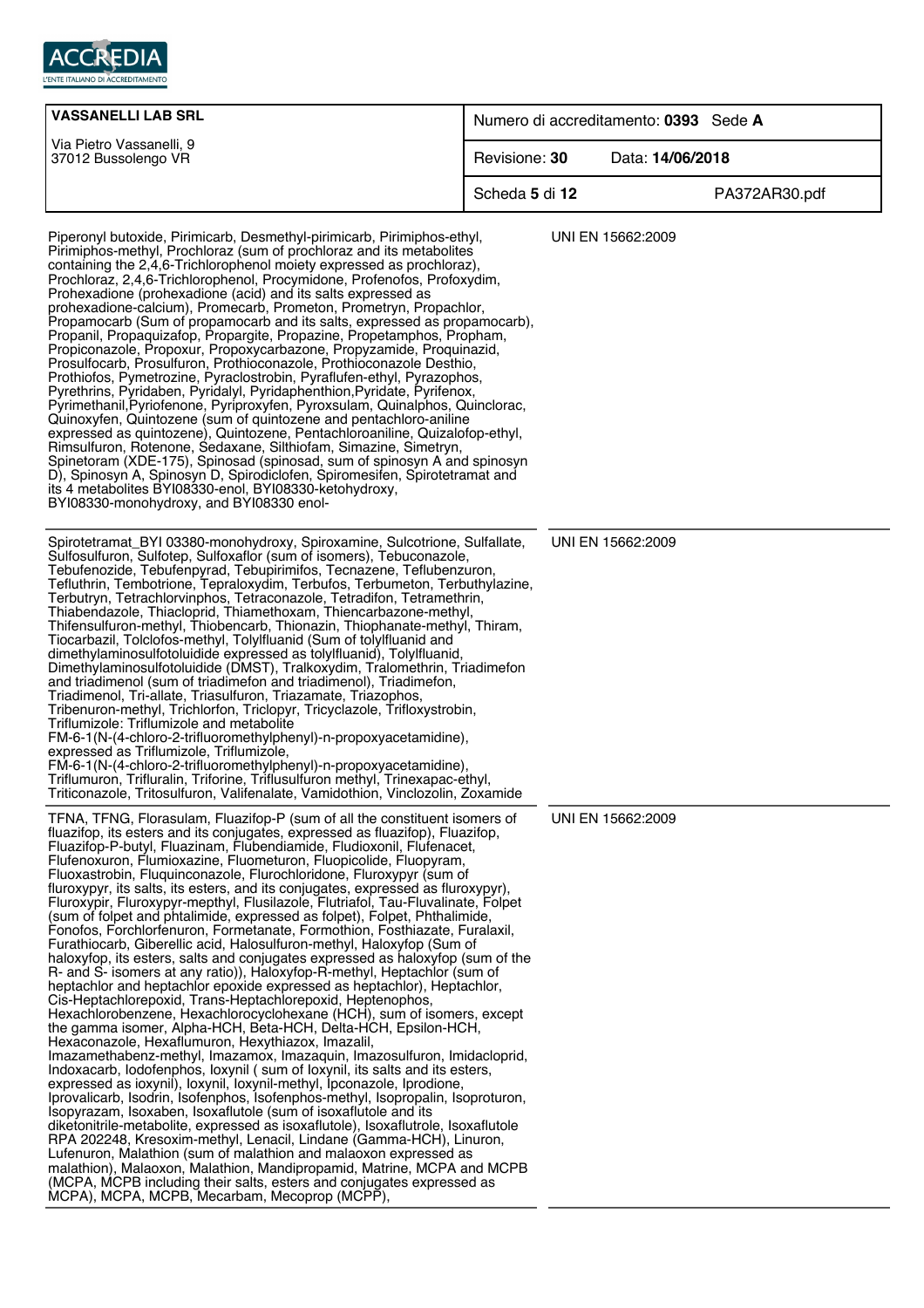| VASSANELLI LAB SRL<br>Via Pietro Vassanelli, 9<br>37012 Bussolengo VR | Numero di accreditamento: **0393** Sede **A** |
|---|---|
| | Revisione: **30** Data: **14/06/2018** |
| | Scheda **5** di **12** PA372AR30.pdf |

| | |
|---|---|
| Piperonyl butoxide, Pirimicarb, Desmethyl-pirimicarb, Pirimiphos-ethyl, Pirimiphos-methyl, Prochloraz (sum of prochloraz and its metabolites containing the 2,4,6-Trichlorophenol moiety expressed as prochloraz), Prochloraz, 2,4,6-Trichlorophenol, Procymidone, Profenofos, Profoxydim, Prohexadione (prohexadione (acid) and its salts expressed as prohexadione-calcium), Promecarb, Prometon, Prometryn, Propachlor, Propamocarb (Sum of propamocarb and its salts, expressed as propamocarb), Propanil, Propaquizafop, Propargite, Propazine, Propetamphos, Propham, Propiconazole, Propoxur, Propoxycarbazone, Propyzamide, Proquinazid, Prosulfocarb, Prosulfuron, Prothioconazole, Prothioconazole Desthio, Prothiofos, Pymetrozine, Pyraclostrobin, Pyraflufen-ethyl, Pyrazophos, Pyrethrins, Pyridaben, Pyridalyl, Pyridaphenthion,Pyridate, Pyrifenox, Pyrimethanil,Pyriofenone, Pyriproxyfen, Pyroxsulam, Quinalphos, Quinclorac, Quinoxyfen, Quintozene (sum of quintozene and pentachloro-aniline expressed as quintozene), Quintozene, Pentachloroaniline, Quizalofop-ethyl, Rimsulfuron, Rotenone, Sedaxane, Silthiofam, Simazine, Simetryn, Spinetoram (XDE-175), Spinosad (spinosad, sum of spinosyn A and spinosyn D), Spinosyn A, Spinosyn D, Spirodiclofen, Spiromesifen, Spirotetramat and its 4 metabolites BYI08330-enol, BYI08330-ketohydroxy, BYI08330-monohydroxy, and BYI08330 enol- | UNI EN 15662:2009 |
| Spirotetramat_BYI 03380-monohydroxy, Spiroxamine, Sulcotrione, Sulfallate, Sulfosulfuron, Sulfotep, Sulfoxaflor (sum of isomers), Tebuconazole, Tebufenozide, Tebufenpyrad, Tebupirimifos, Tecnazene, Teflubenzuron, Tefluthrin, Tembotrione, Tepraloxydim, Terbufos, Terbumeton, Terbuthylazine, Terbutryn, Tetrachlorvinphos, Tetraconazole, Tetradifon, Tetramethrin, Thiabendazole, Thiacloprid, Thiamethoxam, Thiencarbazone-methyl, Thifensulfuron-methyl, Thiobencarb, Thionazin, Thiophanate-methyl, Thiram, Tiocarbazil, Tolclofos-methyl, Tolylfluanid (Sum of tolylfluanid and dimethylaminosulfotoluidide expressed as tolylfluanid), Tolylfluanid, Dimethylaminosulfotoluidide (DMST), Tralkoxydim, Tralomethrin, Triadimefon and triadimenol (sum of triadimefon and triadimenol), Triadimefon, Triadimenol, Tri-allate, Triasulfuron, Triazamate, Triazophos, Tribenuron-methyl, Trichlorfon, Triclopyr, Tricyclazole, Trifloxystrobin, Triflumizole: Triflumizole and metabolite FM-6-1(N-(4-chloro-2-trifluoromethylphenyl)-n-propoxyacetamidine), expressed as Triflumizole, Triflumizole, FM-6-1(N-(4-chloro-2-trifluoromethylphenyl)-n-propoxyacetamidine), Triflumuron, Trifluralin, Triforine, Triflusulfuron methyl, Trinexapac-ethyl, Triticonazole, Tritosulfuron, Valifenalate, Vamidothion, Vinclozolin, Zoxamide | UNI EN 15662:2009 |
| TFNA, TFNG, Florasulam, Fluazifop-P (sum of all the constituent isomers of fluazifop, its esters and its conjugates, expressed as fluazifop), Fluazifop, Fluazifop-P-butyl, Fluazinam, Flubendiamide, Fludioxonil, Flufenacet, Flufenoxuron, Flumioxazine, Fluometuron, Fluopicolide, Fluopyram, Fluoxastrobin, Fluquinconazole, Flurochloridone, Fluroxypyr (sum of fluroxypyr, its salts, its esters, and its conjugates, expressed as fluroxypyr), Fluroxypir, Fluroxypyr-mepthyl, Flusilazole, Flutriafol, Tau-Fluvalinate, Folpet (sum of folpet and phtalimide, expressed as folpet), Folpet, Phthalimide, Fonofos, Forchlorfenuron, Formetanate, Formothion, Fosthiazate, Furalaxil, Furathiocarb, Giberellic acid, Halosulfuron-methyl, Haloxyfop (Sum of haloxyfop, its esters, salts and conjugates expressed as haloxyfop (sum of the R- and S- isomers at any ratio)), Haloxyfop-R-methyl, Heptachlor (sum of heptachlor and heptachlor epoxide expressed as heptachlor), Heptachlor, Cis-Heptachlorepoxid, Trans-Heptachlorepoxid, Heptenophos, Hexachlorobenzene, Hexachlorocyclohexane (HCH), sum of isomers, except the gamma isomer, Alpha-HCH, Beta-HCH, Delta-HCH, Epsilon-HCH, Hexaconazole, Hexaflumuron, Hexythiazox, Imazalil, Imazamethabenz-methyl, Imazamox, Imazaquin, Imazosulfuron, Imidacloprid, Indoxacarb, Iodofenphos, Ioxynil ( sum of Ioxynil, its salts and its esters, expressed as ioxynil), Ioxynil, Ioxynil-methyl, Ipconazole, Iprodione, Iprovalicarb, Isodrin, Isofenphos, Isofenphos-methyl, Isopropalin, Isoproturon, Isopyrazam, Isoxaben, Isoxaflutole (sum of isoxaflutole and its diketonitrile-metabolite, expressed as isoxaflutole), Isoxaflutrole, Isoxaflutole RPA 202248, Kresoxim-methyl, Lenacil, Lindane (Gamma-HCH), Linuron, Lufenuron, Malathion (sum of malathion and malaoxon expressed as malathion), Malaoxon, Malathion, Mandipropamid, Matrine, MCPA and MCPB (MCPA, MCPB including their salts, esters and conjugates expressed as MCPA), MCPA, MCPB, Mecarbam, Mecoprop (MCPP), | UNI EN 15662:2009 |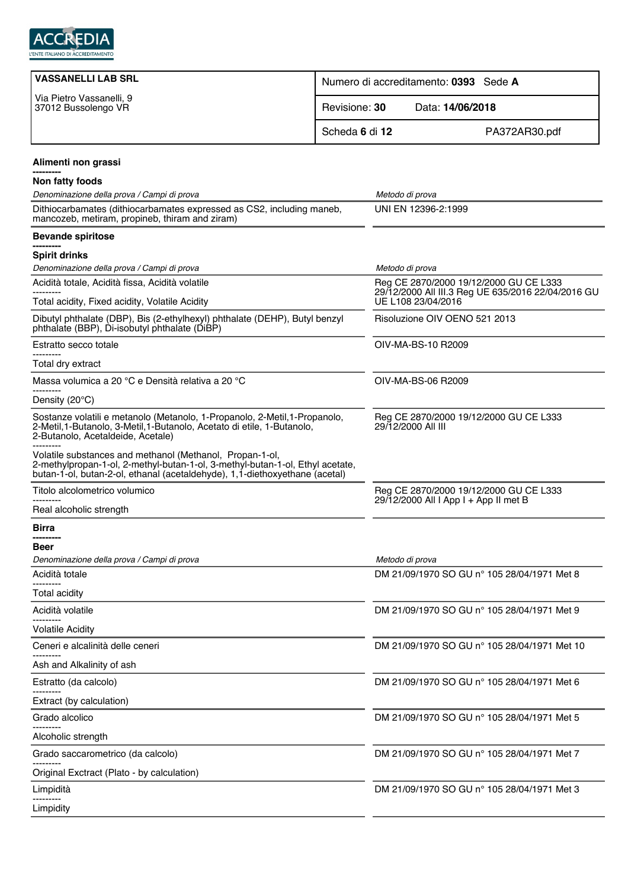ACCREDIA
L'ENTE ITALIANO DI ACCREDITAMENTO

| **VASSANELLI LAB SRL** Via Pietro Vassanelli, 9 37012 Bussolengo VR | Numero di accreditamento: **0393** Sede **A** |
|---|---|
| | Revisione: **30** Data: **14/06/2018** |
| | Scheda **6** di **12** PA372AR30.pdf |

**Alimenti non grassi**
---------
**Non fatty foods**

| *Denominazione della prova / Campi di prova* | *Metodo di prova* |
|---|---|
| Dithiocarbamates (dithiocarbamates expressed as CS2, including maneb, mancozeb, metiram, propineb, thiram and ziram) | UNI EN 12396-2:1999 |

**Bevande spiritose**
---------
**Spirit drinks**

| *Denominazione della prova / Campi di prova* | *Metodo di prova* |
|---|---|
| Acidità totale, Acidità fissa, Acidità volatile<br>---------<br>Total acidity, Fixed acidity, Volatile Acidity | Reg CE 2870/2000 19/12/2000 GU CE L333 29/12/2000 All III.3 Reg UE 635/2016 22/04/2016 GU UE L108 23/04/2016 |
| Dibutyl phthalate (DBP), Bis (2-ethylhexyl) phthalate (DEHP), Butyl benzyl phthalate (BBP), Di-isobutyl phthalate (DiBP) | Risoluzione OIV OENO 521 2013 |
| Estratto secco totale<br>---------<br>Total dry extract | OIV-MA-BS-10 R2009 |
| Massa volumica a 20 °C e Densità relativa a 20 °C<br>---------<br>Density (20°C) | OIV-MA-BS-06 R2009 |
| Sostanze volatili e metanolo (Metanolo, 1-Propanolo, 2-Metil,1-Propanolo, 2-Metil,1-Butanolo, 3-Metil,1-Butanolo, Acetato di etile, 1-Butanolo, 2-Butanolo, Acetaldeide, Acetale)<br>---------<br>Volatile substances and methanol (Methanol, Propan-1-ol, 2-methylpropan-1-ol, 2-methyl-butan-1-ol, 3-methyl-butan-1-ol, Ethyl acetate, butan-1-ol, butan-2-ol, ethanal (acetaldehyde), 1,1-diethoxyethane (acetal) | Reg CE 2870/2000 19/12/2000 GU CE L333 29/12/2000 All III |
| Titolo alcolometrico volumico<br>---------<br>Real alcoholic strength | Reg CE 2870/2000 19/12/2000 GU CE L333 29/12/2000 All I App I + App II met B |

**Birra**
---------
**Beer**

| *Denominazione della prova / Campi di prova* | *Metodo di prova* |
|---|---|
| Acidità totale<br>---------<br>Total acidity | DM 21/09/1970 SO GU n° 105 28/04/1971 Met 8 |
| Acidità volatile<br>---------<br>Volatile Acidity | DM 21/09/1970 SO GU n° 105 28/04/1971 Met 9 |
| Ceneri e alcalinità delle ceneri<br>---------<br>Ash and Alkalinity of ash | DM 21/09/1970 SO GU n° 105 28/04/1971 Met 10 |
| Estratto (da calcolo)<br>---------<br>Extract (by calculation) | DM 21/09/1970 SO GU n° 105 28/04/1971 Met 6 |
| Grado alcolico<br>---------<br>Alcoholic strength | DM 21/09/1970 SO GU n° 105 28/04/1971 Met 5 |
| Grado saccarometrico (da calcolo)<br>---------<br>Original Exctract (Plato - by calculation) | DM 21/09/1970 SO GU n° 105 28/04/1971 Met 7 |
| Limpidità<br>---------<br>Limpidity | DM 21/09/1970 SO GU n° 105 28/04/1971 Met 3 |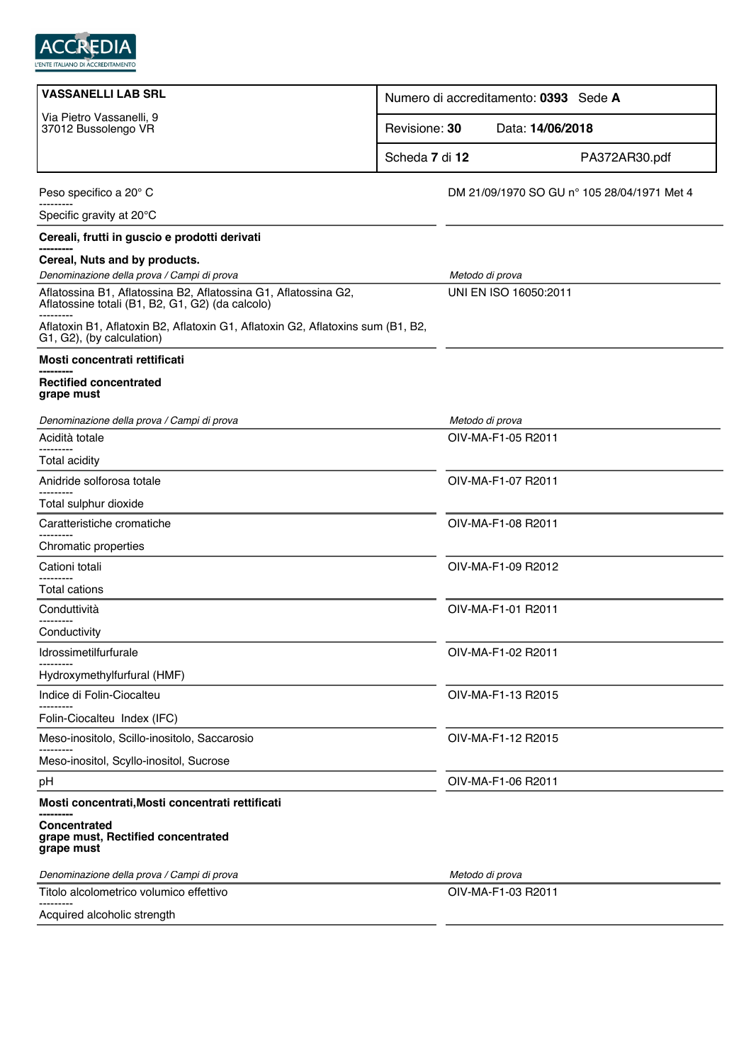| VASSANELLI LAB SRL<br>Via Pietro Vassanelli, 9<br>37012 Bussolengo VR | Numero di accreditamento: **0393** Sede **A** |
|---|---|
| | Revisione: **30** Data: **14/06/2018** |
| | Scheda **7** di **12** PA372AR30.pdf |

| | |
|---|---|
| Peso specifico a 20° C<br>---------<br>Specific gravity at 20°C | DM 21/09/1970 SO GU n° 105 28/04/1971 Met 4 |

**Cereali, frutti in guscio e prodotti derivati**
---------
**Cereal, Nuts and by products.**

| *Denominazione della prova / Campi di prova* | *Metodo di prova* |
|---|---|
| Aflatossina B1, Aflatossina B2, Aflatossina G1, Aflatossina G2, Aflatossine totali (B1, B2, G1, G2) (da calcolo)<br>---------<br>Aflatoxin B1, Aflatoxin B2, Aflatoxin G1, Aflatoxin G2, Aflatoxins sum (B1, B2, G1, G2), (by calculation) | UNI EN ISO 16050:2011 |

**Mosti concentrati rettificati**
---------
**Rectified concentrated grape must**

| *Denominazione della prova / Campi di prova* | *Metodo di prova* |
|---|---|
| Acidità totale<br>---------<br>Total acidity | OIV-MA-F1-05 R2011 |
| Anidride solforosa totale<br>---------<br>Total sulphur dioxide | OIV-MA-F1-07 R2011 |
| Caratteristiche cromatiche<br>---------<br>Chromatic properties | OIV-MA-F1-08 R2011 |
| Cationi totali<br>---------<br>Total cations | OIV-MA-F1-09 R2012 |
| Conduttività<br>---------<br>Conductivity | OIV-MA-F1-01 R2011 |
| Idrossimetilfurfurale<br>---------<br>Hydroxymethylfurfural (HMF) | OIV-MA-F1-02 R2011 |
| Indice di Folin-Ciocalteu<br>---------<br>Folin-Ciocalteu Index (IFC) | OIV-MA-F1-13 R2015 |
| Meso-inositolo, Scillo-inositolo, Saccarosio<br>---------<br>Meso-inositol, Scyllo-inositol, Sucrose | OIV-MA-F1-12 R2015 |
| pH | OIV-MA-F1-06 R2011 |

**Mosti concentrati,Mosti concentrati rettificati**
---------
**Concentrated grape must, Rectified concentrated grape must**

| *Denominazione della prova / Campi di prova* | *Metodo di prova* |
|---|---|
| Titolo alcolometrico volumico effettivo<br>---------<br>Acquired alcoholic strength | OIV-MA-F1-03 R2011 |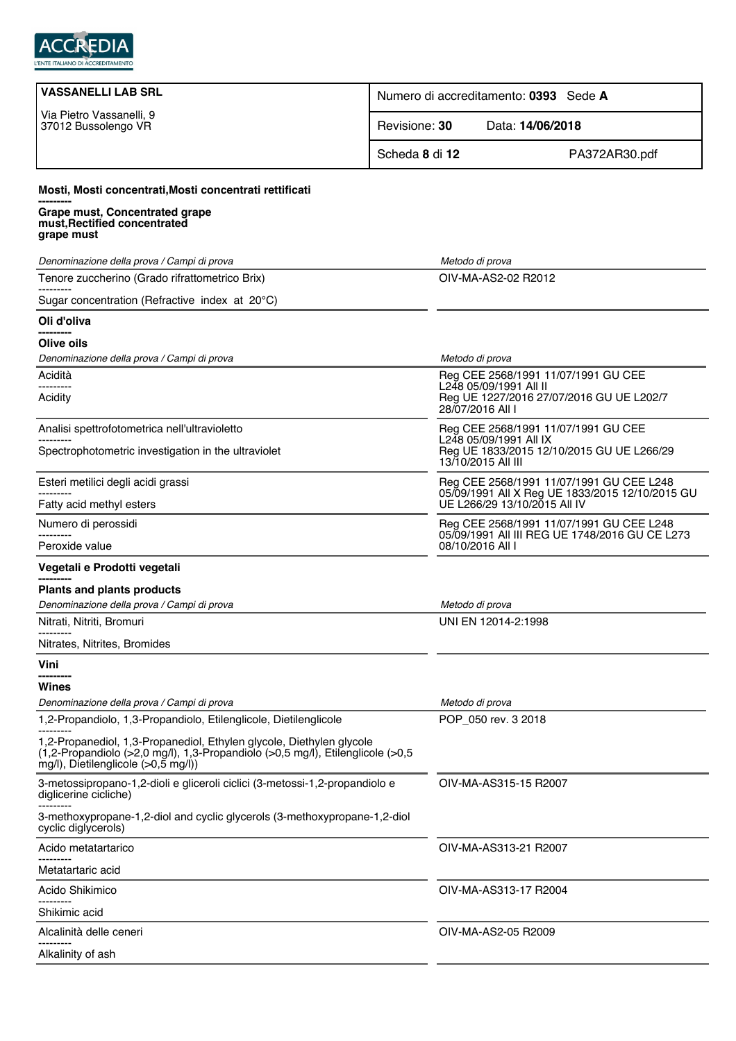| VASSANELLI LAB SRL<br>Via Pietro Vassanelli, 9<br>37012 Bussolengo VR | Numero di accreditamento: **0393** Sede **A** |
|---|---|
| | Revisione: **30** Data: **14/06/2018** |
| | Scheda **8** di **12** PA372AR30.pdf |

**Mosti, Mosti concentrati,Mosti concentrati rettificati**
**---------**
**Grape must, Concentrated grape must,Rectified concentrated grape must**

| *Denominazione della prova / Campi di prova* | *Metodo di prova* |
|---|---|
| Tenore zuccherino (Grado rifrattometrico Brix)<br>---------<br>Sugar concentration (Refractive index at 20°C) | OIV-MA-AS2-02 R2012 |

**Oli d'oliva**
**---------**
**Olive oils**

| *Denominazione della prova / Campi di prova* | *Metodo di prova* |
|---|---|
| Acidità<br>---------<br>Acidity | Reg CEE 2568/1991 11/07/1991 GU CEE L248 05/09/1991 All II<br>Reg UE 1227/2016 27/07/2016 GU UE L202/7 28/07/2016 All I |
| Analisi spettrofotometrica nell'ultravioletto<br>---------<br>Spectrophotometric investigation in the ultraviolet | Reg CEE 2568/1991 11/07/1991 GU CEE L248 05/09/1991 All IX<br>Reg UE 1833/2015 12/10/2015 GU UE L266/29 13/10/2015 All III |
| Esteri metilici degli acidi grassi<br>---------<br>Fatty acid methyl esters | Reg CEE 2568/1991 11/07/1991 GU CEE L248 05/09/1991 All X Reg UE 1833/2015 12/10/2015 GU UE L266/29 13/10/2015 All IV |
| Numero di perossidi<br>---------<br>Peroxide value | Reg CEE 2568/1991 11/07/1991 GU CEE L248 05/09/1991 All III REG UE 1748/2016 GU CE L273 08/10/2016 All I |

**Vegetali e Prodotti vegetali**
**---------**
**Plants and plants products**

| *Denominazione della prova / Campi di prova* | *Metodo di prova* |
|---|---|
| Nitrati, Nitriti, Bromuri<br>---------<br>Nitrates, Nitrites, Bromides | UNI EN 12014-2:1998 |

**Vini**
**---------**
**Wines**

| *Denominazione della prova / Campi di prova* | *Metodo di prova* |
|---|---|
| 1,2-Propandiolo, 1,3-Propandiolo, Etilenglicole, Dietilenglicole<br>---------<br>1,2-Propanediol, 1,3-Propanediol, Ethylen glycole, Diethylen glycole (1,2-Propandiolo (>2,0 mg/l), 1,3-Propandiolo (>0,5 mg/l), Etilenglicole (>0,5 mg/l), Dietilenglicole (>0,5 mg/l)) | POP_050 rev. 3 2018 |
| 3-metossipropano-1,2-dioli e gliceroli ciclici (3-metossi-1,2-propandiolo e digliceriне cicliche)<br>---------<br>3-methoxypropane-1,2-diol and cyclic glycerols (3-methoxypropane-1,2-diol cyclic diglycerols) | OIV-MA-AS315-15 R2007 |
| Acido metatartarico<br>---------<br>Metatartaric acid | OIV-MA-AS313-21 R2007 |
| Acido Shikimico<br>---------<br>Shikimic acid | OIV-MA-AS313-17 R2004 |
| Alcalinità delle ceneri<br>---------<br>Alkalinity of ash | OIV-MA-AS2-05 R2009 |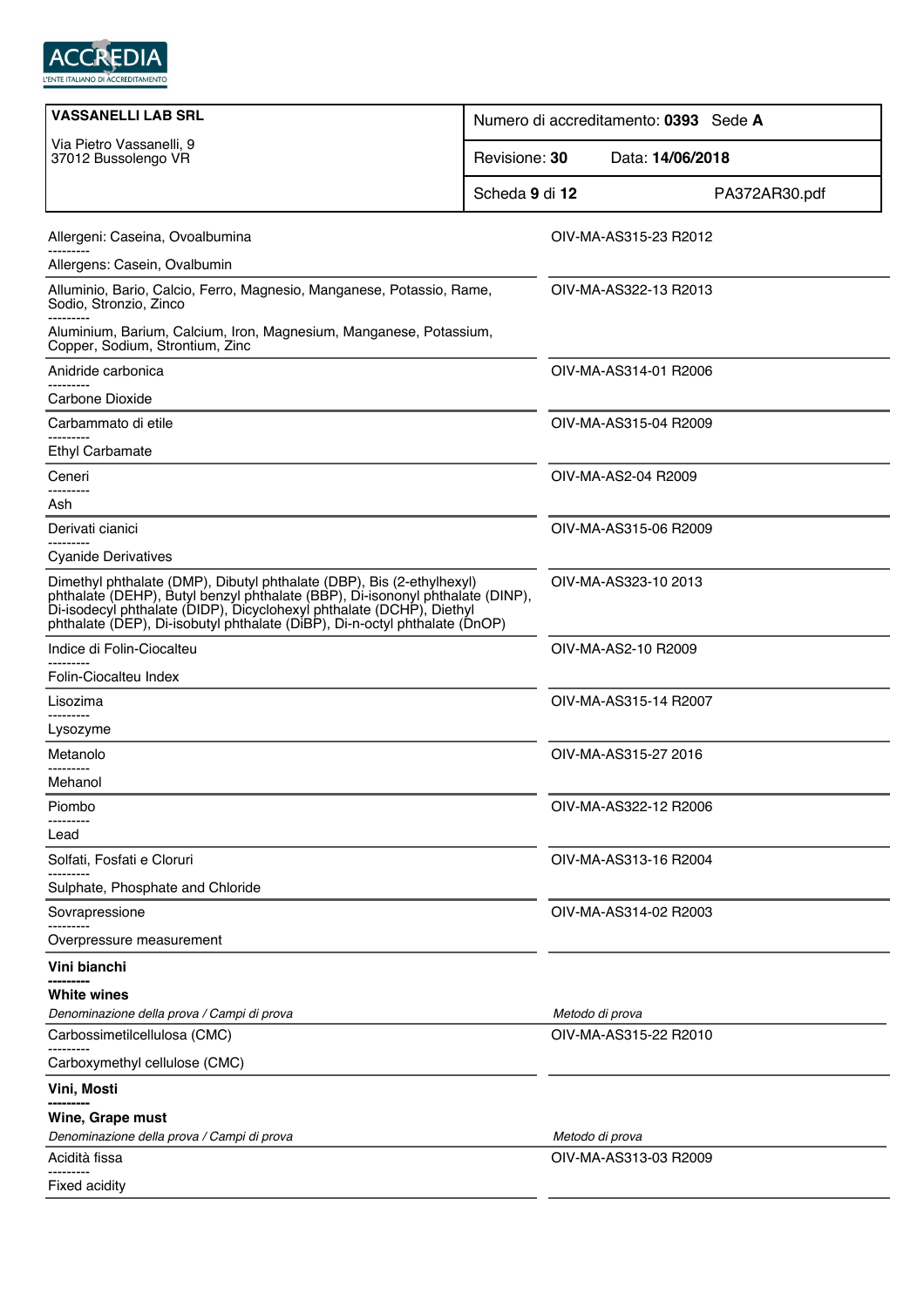| VASSANELLI LAB SRL<br>Via Pietro Vassanelli, 9<br>37012 Bussolengo VR | Numero di accreditamento: **0393** Sede **A** |
|---|---|
| | Revisione: **30** Data: **14/06/2018** |
| | Scheda **9** di **12** PA372AR30.pdf |

| | |
|---|---|
| Allergeni: Caseina, Ovoalbumina<br>---------<br>Allergens: Casein, Ovalbumin | OIV-MA-AS315-23 R2012 |
| Alluminio, Bario, Calcio, Ferro, Magnesio, Manganese, Potassio, Rame, Sodio, Stronzio, Zinco<br>---------<br>Aluminium, Barium, Calcium, Iron, Magnesium, Manganese, Potassium, Copper, Sodium, Strontium, Zinc | OIV-MA-AS322-13 R2013 |
| Anidride carbonica<br>---------<br>Carbone Dioxide | OIV-MA-AS314-01 R2006 |
| Carbammato di etile<br>---------<br>Ethyl Carbamate | OIV-MA-AS315-04 R2009 |
| Ceneri<br>---------<br>Ash | OIV-MA-AS2-04 R2009 |
| Derivati cianici<br>---------<br>Cyanide Derivatives | OIV-MA-AS315-06 R2009 |
| Dimethyl phthalate (DMP), Dibutyl phthalate (DBP), Bis (2-ethylhexyl) phthalate (DEHP), Butyl benzyl phthalate (BBP), Di-isononyl phthalate (DINP), Di-isodecyl phthalate (DIDP), Dicyclohexyl phthalate (DCHP), Diethyl phthalate (DEP), Di-isobutyl phthalate (DiBP), Di-n-octyl phthalate (DnOP) | OIV-MA-AS323-10 2013 |
| Indice di Folin-Ciocalteu<br>---------<br>Folin-Ciocalteu Index | OIV-MA-AS2-10 R2009 |
| Lisozima<br>---------<br>Lysozyme | OIV-MA-AS315-14 R2007 |
| Metanolo<br>---------<br>Mehanol | OIV-MA-AS315-27 2016 |
| Piombo<br>---------<br>Lead | OIV-MA-AS322-12 R2006 |
| Solfati, Fosfati e Cloruri<br>---------<br>Sulphate, Phosphate and Chloride | OIV-MA-AS313-16 R2004 |
| Sovrapressione<br>---------<br>Overpressure measurement | OIV-MA-AS314-02 R2003 |

**Vini bianchi**
---------
**White wines**

| *Denominazione della prova / Campi di prova* | *Metodo di prova* |
|---|---|
| Carbossimetilcellulosa (CMC)<br>---------<br>Carboxymethyl cellulose (CMC) | OIV-MA-AS315-22 R2010 |

**Vini, Mosti**
---------
**Wine, Grape must**

| *Denominazione della prova / Campi di prova* | *Metodo di prova* |
|---|---|
| Acidità fissa<br>---------<br>Fixed acidity | OIV-MA-AS313-03 R2009 |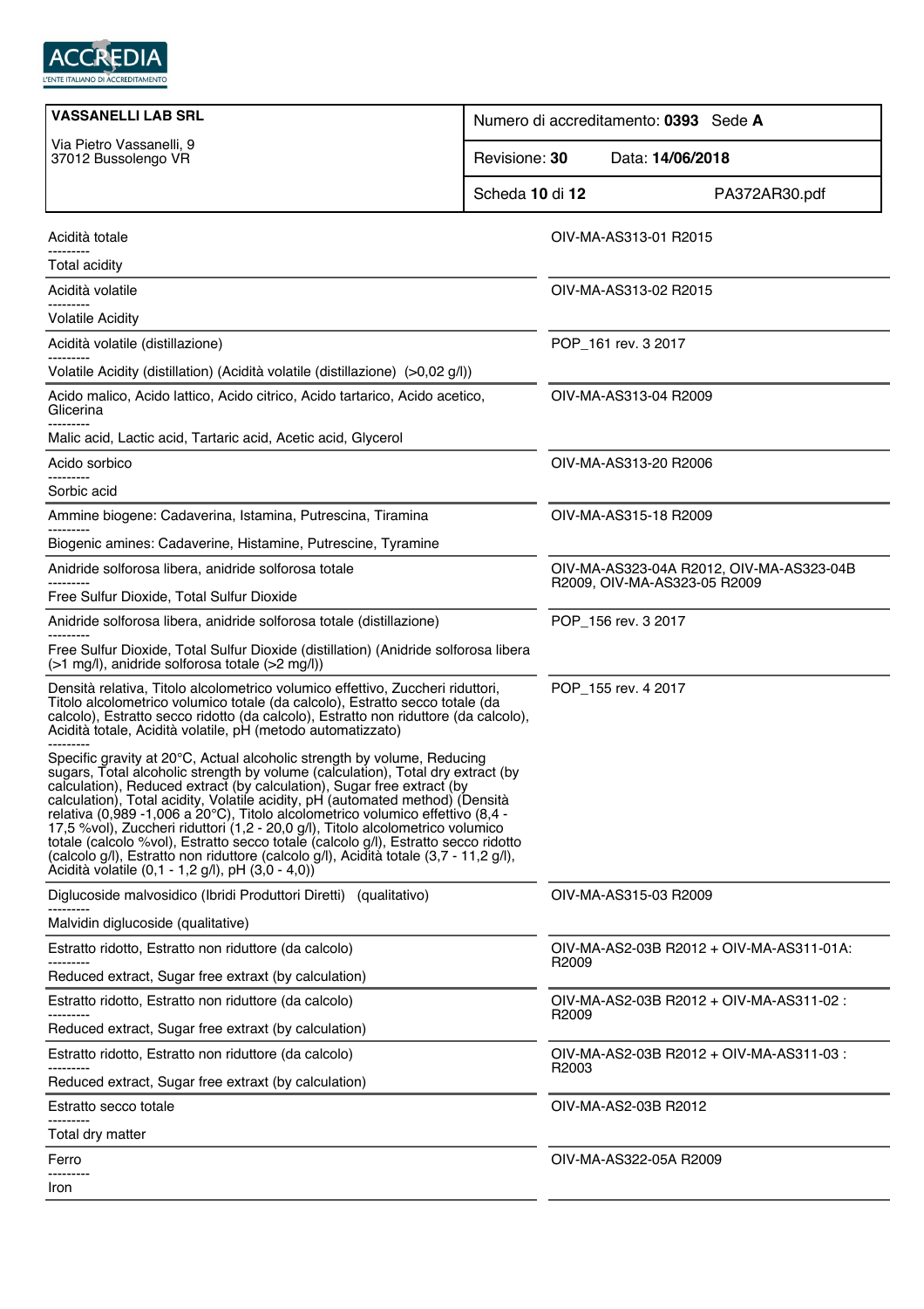| VASSANELLI LAB SRL<br>Via Pietro Vassanelli, 9<br>37012 Bussolengo VR | Numero di accreditamento: **0393** Sede **A** |
| --- | --- |
| | Revisione: **30** Data: **14/06/2018** |
| | Scheda **10** di **12** PA372AR30.pdf |

| Prova | Metodo |
| --- | --- |
| Acidità totale<br>---------<br>Total acidity | OIV-MA-AS313-01 R2015 |
| Acidità volatile<br>---------<br>Volatile Acidity | OIV-MA-AS313-02 R2015 |
| Acidità volatile (distillazione)<br>---------<br>Volatile Acidity (distillation) (Acidità volatile (distillazione) (>0,02 g/l)) | POP_161 rev. 3 2017 |
| Acido malico, Acido lattico, Acido citrico, Acido tartarico, Acido acetico, Glicerina<br>---------<br>Malic acid, Lactic acid, Tartaric acid, Acetic acid, Glycerol | OIV-MA-AS313-04 R2009 |
| Acido sorbico<br>---------<br>Sorbic acid | OIV-MA-AS313-20 R2006 |
| Ammine biogene: Cadaverina, Istamina, Putrescina, Tiramina<br>---------<br>Biogenic amines: Cadaverine, Histamine, Putrescine, Tyramine | OIV-MA-AS315-18 R2009 |
| Anidride solforosa libera, anidride solforosa totale<br>---------<br>Free Sulfur Dioxide, Total Sulfur Dioxide | OIV-MA-AS323-04A R2012, OIV-MA-AS323-04B R2009, OIV-MA-AS323-05 R2009 |
| Anidride solforosa libera, anidride solforosa totale (distillazione)<br>---------<br>Free Sulfur Dioxide, Total Sulfur Dioxide (distillation) (Anidride solforosa libera (>1 mg/l), anidride solforosa totale (>2 mg/l)) | POP_156 rev. 3 2017 |
| Densità relativa, Titolo alcolometrico volumico effettivo, Zuccheri riduttori, Titolo alcolometrico volumico totale (da calcolo), Estratto secco totale (da calcolo), Estratto secco ridotto (da calcolo), Estratto non riduttore (da calcolo), Acidità totale, Acidità volatile, pH (metodo automatizzato)<br>---------<br>Specific gravity at 20°C, Actual alcoholic strength by volume, Reducing sugars, Total alcoholic strength by volume (calculation), Total dry extract (by calculation), Reduced extract (by calculation), Sugar free extract (by calculation), Total acidity, Volatile acidity, pH (automated method) (Densità relativa (0,989 -1,006 a 20°C), Titolo alcolometrico volumico effettivo (8,4 - 17,5 %vol), Zuccheri riduttori (1,2 - 20,0 g/l), Titolo alcolometrico volumico totale (calcolo %vol), Estratto secco totale (calcolo g/l), Estratto secco ridotto (calcolo g/l), Estratto non riduttore (calcolo g/l), Acidità totale (3,7 - 11,2 g/l), Acidità volatile (0,1 - 1,2 g/l), pH (3,0 - 4,0)) | POP_155 rev. 4 2017 |
| Diglucoside malvosidico (Ibridi Produttori Diretti) (qualitativo)<br>---------<br>Malvidin diglucoside (qualitative) | OIV-MA-AS315-03 R2009 |
| Estratto ridotto, Estratto non riduttore (da calcolo)<br>---------<br>Reduced extract, Sugar free extraxt (by calculation) | OIV-MA-AS2-03B R2012 + OIV-MA-AS311-01A: R2009 |
| Estratto ridotto, Estratto non riduttore (da calcolo)<br>---------<br>Reduced extract, Sugar free extraxt (by calculation) | OIV-MA-AS2-03B R2012 + OIV-MA-AS311-02 : R2009 |
| Estratto ridotto, Estratto non riduttore (da calcolo)<br>---------<br>Reduced extract, Sugar free extraxt (by calculation) | OIV-MA-AS2-03B R2012 + OIV-MA-AS311-03 : R2003 |
| Estratto secco totale<br>---------<br>Total dry matter | OIV-MA-AS2-03B R2012 |
| Ferro<br>---------<br>Iron | OIV-MA-AS322-05A R2009 |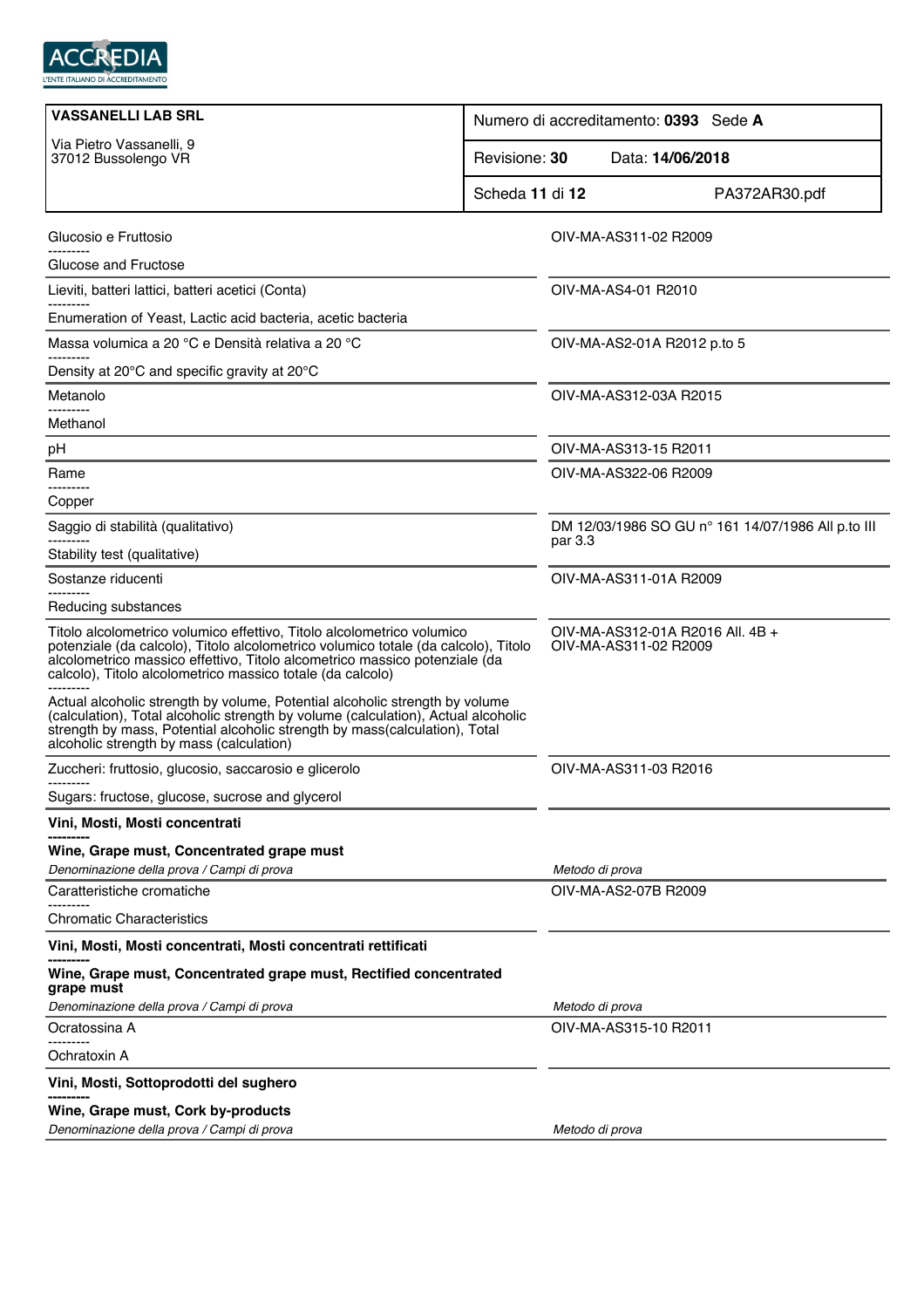| Denominazione della prova / Campi di prova | Metodo di prova |
|---|---|
| Glucosio e Fruttosio<br>---------<br>Glucose and Fructose | OIV-MA-AS311-02 R2009 |
| Lieviti, batteri lattici, batteri acetici (Conta)<br>---------<br>Enumeration of Yeast, Lactic acid bacteria, acetic bacteria | OIV-MA-AS4-01 R2010 |
| Massa volumica a 20 °C e Densità relativa a 20 °C<br>---------<br>Density at 20°C and specific gravity at 20°C | OIV-MA-AS2-01A R2012 p.to 5 |
| Metanolo<br>---------<br>Methanol | OIV-MA-AS312-03A R2015 |
| pH | OIV-MA-AS313-15 R2011 |
| Rame<br>---------<br>Copper | OIV-MA-AS322-06 R2009 |
| Saggio di stabilità (qualitativo)<br>---------<br>Stability test (qualitative) | DM 12/03/1986 SO GU n° 161 14/07/1986 All p.to III par 3.3 |
| Sostanze riducenti<br>---------<br>Reducing substances | OIV-MA-AS311-01A R2009 |
| Titolo alcolometrico volumico effettivo, Titolo alcolometrico volumico potenziale (da calcolo), Titolo alcolometrico volumico totale (da calcolo), Titolo alcolometrico massico effettivo, Titolo alcometrico massico potenziale (da calcolo), Titolo alcolometrico massico totale (da calcolo)<br>---------<br>Actual alcoholic strength by volume, Potential alcoholic strength by volume (calculation), Total alcoholic strength by volume (calculation), Actual alcoholic strength by mass, Potential alcoholic strength by mass(calculation), Total alcoholic strength by mass (calculation) | OIV-MA-AS312-01A R2016 All. 4B + OIV-MA-AS311-02 R2009 |
| Zuccheri: fruttosio, glucosio, saccarosio e glicerolo<br>---------<br>Sugars: fructose, glucose, sucrose and glycerol | OIV-MA-AS311-03 R2016 |

**Vini, Mosti, Mosti concentrati**

---------

**Wine, Grape must, Concentrated grape must**

| *Denominazione della prova / Campi di prova* | *Metodo di prova* |
|---|---|
| Caratteristiche cromatiche<br>---------<br>Chromatic Characteristics | OIV-MA-AS2-07B R2009 |

**Vini, Mosti, Mosti concentrati, Mosti concentrati rettificati**

---------

**Wine, Grape must, Concentrated grape must, Rectified concentrated grape must**

| *Denominazione della prova / Campi di prova* | *Metodo di prova* |
|---|---|
| Ocratossina A<br>---------<br>Ochratoxin A | OIV-MA-AS315-10 R2011 |

**Vini, Mosti, Sottoprodotti del sughero**

---------

**Wine, Grape must, Cork by-products**

| *Denominazione della prova / Campi di prova* | *Metodo di prova* |
|---|---|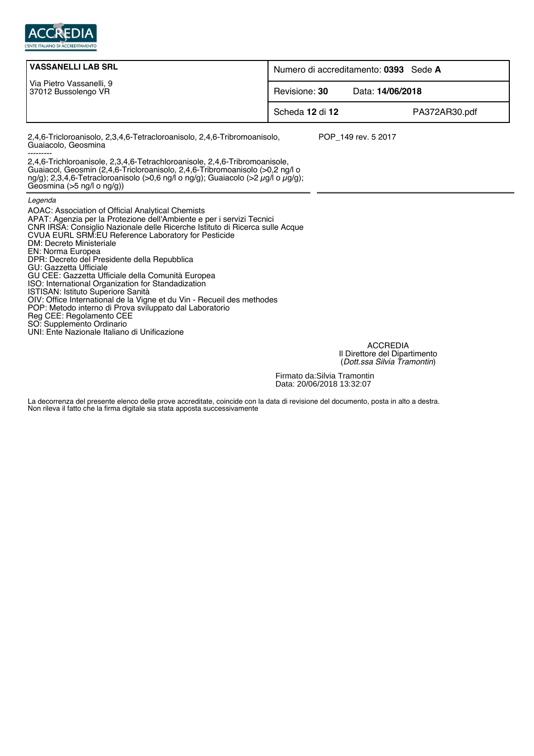| | |
|---|---|
| **VASSANELLI LAB SRL**<br><br>Via Pietro Vassanelli, 9<br>37012 Bussolengo VR | Numero di accreditamento: **0393** Sede **A** |
| | Revisione: **30** Data: **14/06/2018** |
| | Scheda **12** di **12** PA372AR30.pdf |

| | |
|---|---|
| 2,4,6-Tricloroanisolo, 2,3,4,6-Tetracloroanisolo, 2,4,6-Tribromoanisolo, Guaiacolo, Geosmina<br>---------<br>2,4,6-Trichloroanisole, 2,3,4,6-Tetrachloroanisole, 2,4,6-Tribromoanisole, Guaiacol, Geosmin (2,4,6-Tricloroanisolo, 2,4,6-Tribromoanisolo (>0,2 ng/l o ng/g); 2,3,4,6-Tetracloroanisolo (>0,6 ng/l o ng/g); Guaiacolo (>2 µg/l o µg/g); Geosmina (>5 ng/l o ng/g)) | POP_149 rev. 5 2017 |

*Legenda*

AOAC: Association of Official Analytical Chemists
APAT: Agenzia per la Protezione dell'Ambiente e per i servizi Tecnici
CNR IRSA: Consiglio Nazionale delle Ricerche Istituto di Ricerca sulle Acque
CVUA EURL SRM:EU Reference Laboratory for Pesticide
DM: Decreto Ministeriale
EN: Norma Europea
DPR: Decreto del Presidente della Repubblica
GU: Gazzetta Ufficiale
GU CEE: Gazzetta Ufficiale della Comunità Europea
ISO: International Organization for Standadization
ISTISAN: Istituto Superiore Sanità
OIV: Office International de la Vigne et du Vin - Recueil des methodes
POP: Metodo interno di Prova sviluppato dal Laboratorio
Reg CEE: Regolamento CEE
SO: Supplemento Ordinario
UNI: Ente Nazionale Italiano di Unificazione

ACCREDIA
Il Direttore del Dipartimento
(*Dott.ssa Silvia Tramontin*)

Firmato da:Silvia Tramontin
Data: 20/06/2018 13:32:07

La decorrenza del presente elenco delle prove accreditate, coincide con la data di revisione del documento, posta in alto a destra.
Non rileva il fatto che la firma digitale sia stata apposta successivamente